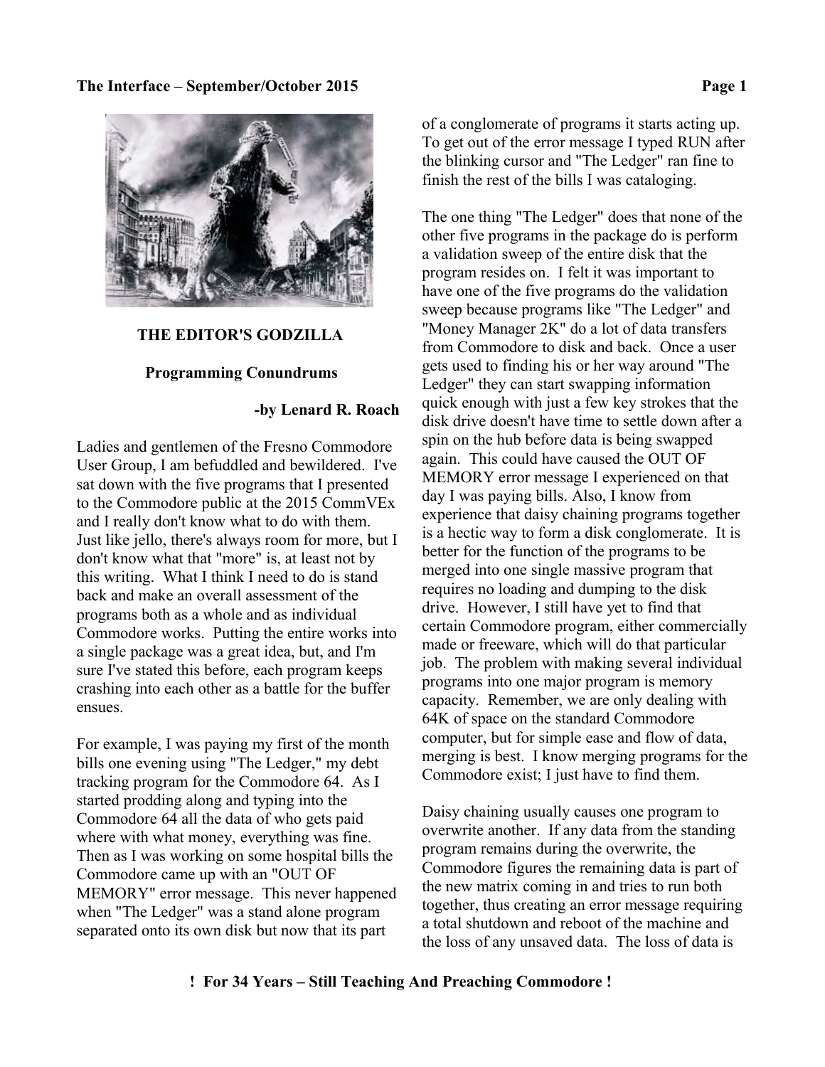## THE EDITOR'S GODZILLA

### Programming Conundrums

**-by Lenard R. Roach**

Ladies and gentlemen of the Fresno Commodore User Group, I am befuddled and bewildered. I've sat down with the five programs that I presented to the Commodore public at the 2015 CommVEx and I really don't know what to do with them. Just like jello, there's always room for more, but I don't know what that "more" is, at least not by this writing. What I think I need to do is stand back and make an overall assessment of the programs both as a whole and as individual Commodore works. Putting the entire works into a single package was a great idea, but, and I'm sure I've stated this before, each program keeps crashing into each other as a battle for the buffer ensues.

For example, I was paying my first of the month bills one evening using "The Ledger," my debt tracking program for the Commodore 64. As I started prodding along and typing into the Commodore 64 all the data of who gets paid where with what money, everything was fine. Then as I was working on some hospital bills the Commodore came up with an "OUT OF MEMORY" error message. This never happened when "The Ledger" was a stand alone program separated onto its own disk but now that its part of a conglomerate of programs it starts acting up. To get out of the error message I typed RUN after the blinking cursor and "The Ledger" ran fine to finish the rest of the bills I was cataloging.

The one thing "The Ledger" does that none of the other five programs in the package do is perform a validation sweep of the entire disk that the program resides on. I felt it was important to have one of the five programs do the validation sweep because programs like "The Ledger" and "Money Manager 2K" do a lot of data transfers from Commodore to disk and back. Once a user gets used to finding his or her way around "The Ledger" they can start swapping information quick enough with just a few key strokes that the disk drive doesn't have time to settle down after a spin on the hub before data is being swapped again. This could have caused the OUT OF MEMORY error message I experienced on that day I was paying bills. Also, I know from experience that daisy chaining programs together is a hectic way to form a disk conglomerate. It is better for the function of the programs to be merged into one single massive program that requires no loading and dumping to the disk drive. However, I still have yet to find that certain Commodore program, either commercially made or freeware, which will do that particular job. The problem with making several individual programs into one major program is memory capacity. Remember, we are only dealing with 64K of space on the standard Commodore computer, but for simple ease and flow of data, merging is best. I know merging programs for the Commodore exist; I just have to find them.

Daisy chaining usually causes one program to overwrite another. If any data from the standing program remains during the overwrite, the Commodore figures the remaining data is part of the new matrix coming in and tries to run both together, thus creating an error message requiring a total shutdown and reboot of the machine and the loss of any unsaved data. The loss of data is

**! For 34 Years – Still Teaching And Preaching Commodore !**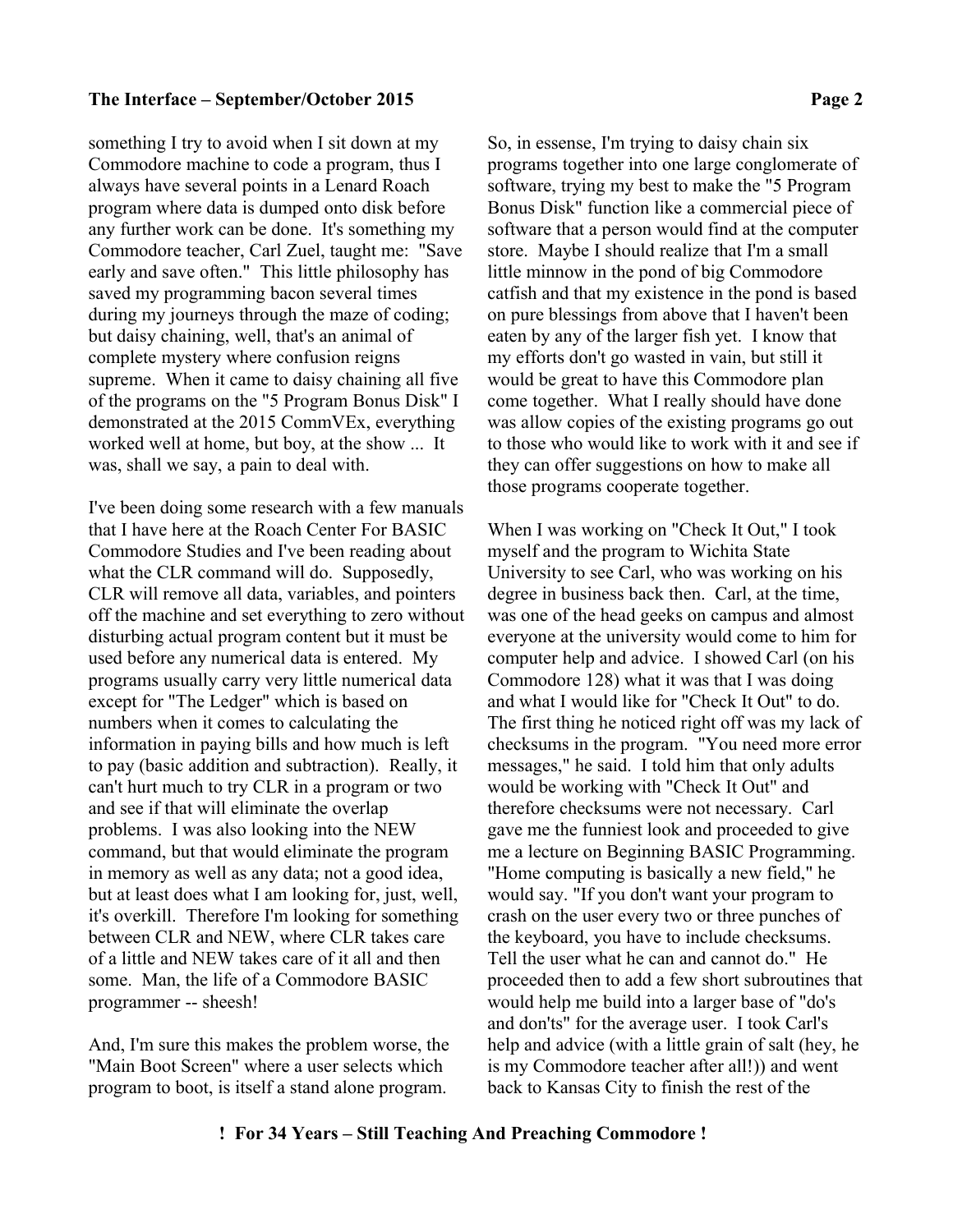something I try to avoid when I sit down at my Commodore machine to code a program, thus I always have several points in a Lenard Roach program where data is dumped onto disk before any further work can be done. It's something my Commodore teacher, Carl Zuel, taught me: "Save early and save often." This little philosophy has saved my programming bacon several times during my journeys through the maze of coding; but daisy chaining, well, that's an animal of complete mystery where confusion reigns supreme. When it came to daisy chaining all five of the programs on the "5 Program Bonus Disk" I demonstrated at the 2015 CommVEx, everything worked well at home, but boy, at the show ... It was, shall we say, a pain to deal with.

I've been doing some research with a few manuals that I have here at the Roach Center For BASIC Commodore Studies and I've been reading about what the CLR command will do. Supposedly, CLR will remove all data, variables, and pointers off the machine and set everything to zero without disturbing actual program content but it must be used before any numerical data is entered. My programs usually carry very little numerical data except for "The Ledger" which is based on numbers when it comes to calculating the information in paying bills and how much is left to pay (basic addition and subtraction). Really, it can't hurt much to try CLR in a program or two and see if that will eliminate the overlap problems. I was also looking into the NEW command, but that would eliminate the program in memory as well as any data; not a good idea, but at least does what I am looking for, just, well, it's overkill. Therefore I'm looking for something between CLR and NEW, where CLR takes care of a little and NEW takes care of it all and then some. Man, the life of a Commodore BASIC programmer -- sheesh!

And, I'm sure this makes the problem worse, the "Main Boot Screen" where a user selects which program to boot, is itself a stand alone program. So, in essense, I'm trying to daisy chain six programs together into one large conglomerate of software, trying my best to make the "5 Program Bonus Disk" function like a commercial piece of software that a person would find at the computer store. Maybe I should realize that I'm a small little minnow in the pond of big Commodore catfish and that my existence in the pond is based on pure blessings from above that I haven't been eaten by any of the larger fish yet. I know that my efforts don't go wasted in vain, but still it would be great to have this Commodore plan come together. What I really should have done was allow copies of the existing programs go out to those who would like to work with it and see if they can offer suggestions on how to make all those programs cooperate together.

When I was working on "Check It Out," I took myself and the program to Wichita State University to see Carl, who was working on his degree in business back then. Carl, at the time, was one of the head geeks on campus and almost everyone at the university would come to him for computer help and advice. I showed Carl (on his Commodore 128) what it was that I was doing and what I would like for "Check It Out" to do. The first thing he noticed right off was my lack of checksums in the program. "You need more error messages," he said. I told him that only adults would be working with "Check It Out" and therefore checksums were not necessary. Carl gave me the funniest look and proceeded to give me a lecture on Beginning BASIC Programming. "Home computing is basically a new field," he would say. "If you don't want your program to crash on the user every two or three punches of the keyboard, you have to include checksums. Tell the user what he can and cannot do." He proceeded then to add a few short subroutines that would help me build into a larger base of "do's and don'ts" for the average user. I took Carl's help and advice (with a little grain of salt (hey, he is my Commodore teacher after all!)) and went back to Kansas City to finish the rest of the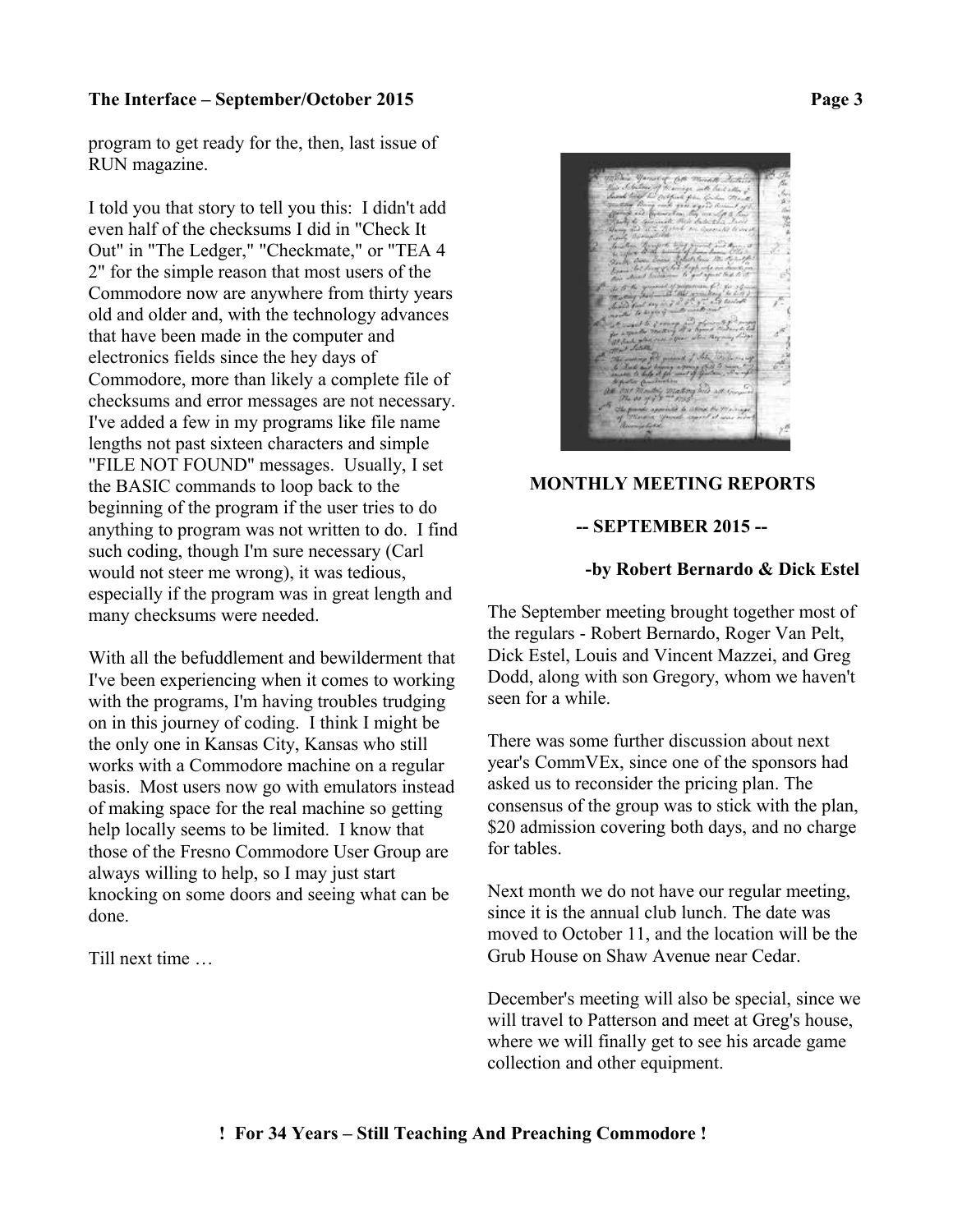program to get ready for the, then, last issue of RUN magazine.

I told you that story to tell you this: I didn't add even half of the checksums I did in "Check It Out" in "The Ledger," "Checkmate," or "TEA 4 2" for the simple reason that most users of the Commodore now are anywhere from thirty years old and older and, with the technology advances that have been made in the computer and electronics fields since the hey days of Commodore, more than likely a complete file of checksums and error messages are not necessary. I've added a few in my programs like file name lengths not past sixteen characters and simple "FILE NOT FOUND" messages. Usually, I set the BASIC commands to loop back to the beginning of the program if the user tries to do anything to program was not written to do. I find such coding, though I'm sure necessary (Carl would not steer me wrong), it was tedious, especially if the program was in great length and many checksums were needed.

With all the befuddlement and bewilderment that I've been experiencing when it comes to working with the programs, I'm having troubles trudging on in this journey of coding. I think I might be the only one in Kansas City, Kansas who still works with a Commodore machine on a regular basis. Most users now go with emulators instead of making space for the real machine so getting help locally seems to be limited. I know that those of the Fresno Commodore User Group are always willing to help, so I may just start knocking on some doors and seeing what can be done.

Till next time …

## MONTHLY MEETING REPORTS

### -- SEPTEMBER 2015 --

**-by Robert Bernardo & Dick Estel**

The September meeting brought together most of the regulars - Robert Bernardo, Roger Van Pelt, Dick Estel, Louis and Vincent Mazzei, and Greg Dodd, along with son Gregory, whom we haven't seen for a while.

There was some further discussion about next year's CommVEx, since one of the sponsors had asked us to reconsider the pricing plan. The consensus of the group was to stick with the plan, $20 admission covering both days, and no charge for tables.

Next month we do not have our regular meeting, since it is the annual club lunch. The date was moved to October 11, and the location will be the Grub House on Shaw Avenue near Cedar.

December's meeting will also be special, since we will travel to Patterson and meet at Greg's house, where we will finally get to see his arcade game collection and other equipment.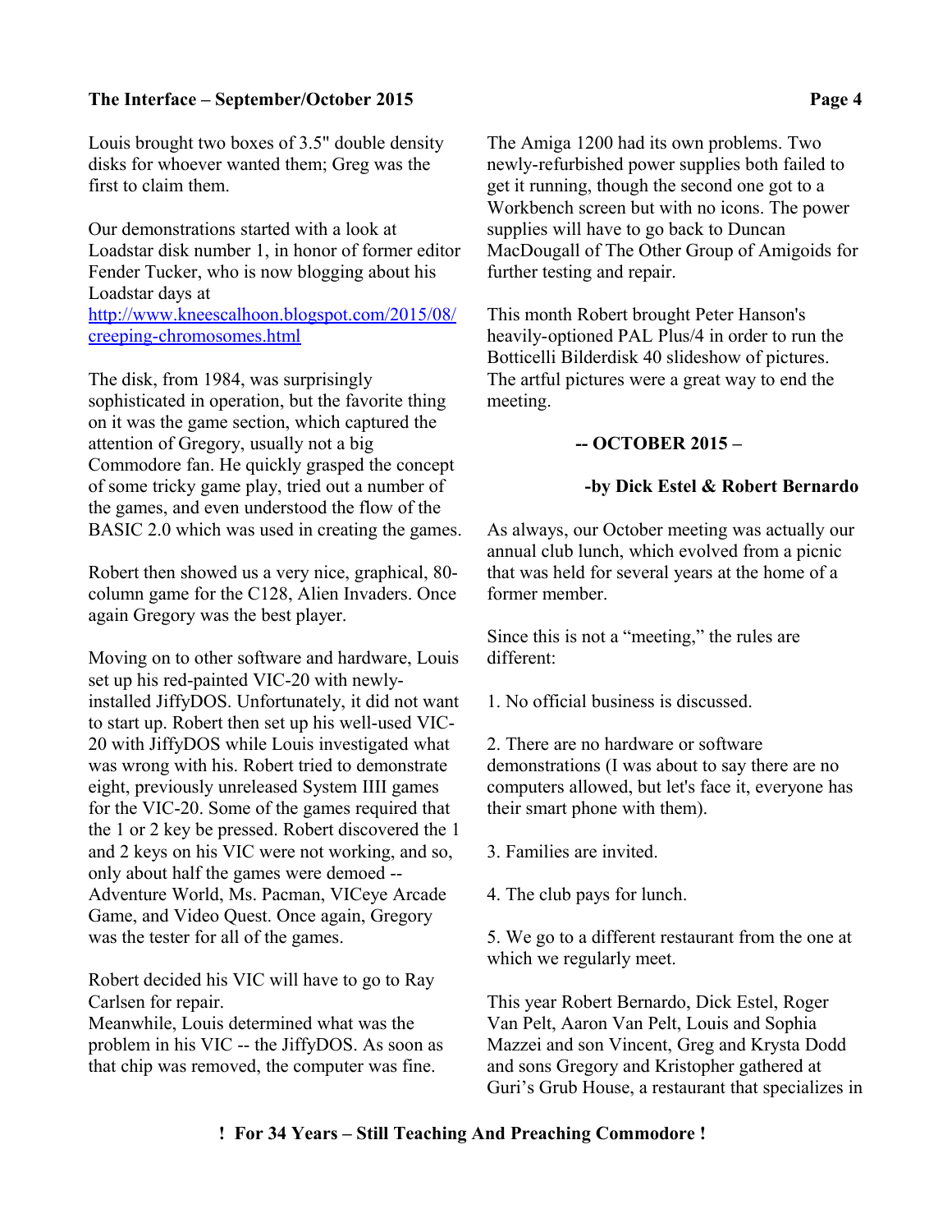Louis brought two boxes of 3.5" double density disks for whoever wanted them; Greg was the first to claim them.

Our demonstrations started with a look at Loadstar disk number 1, in honor of former editor Fender Tucker, who is now blogging about his Loadstar days at [http://www.kneescalhoon.blogspot.com/2015/08/creeping-chromosomes.html](http://www.kneescalhoon.blogspot.com/2015/08/creeping-chromosomes.html)

The disk, from 1984, was surprisingly sophisticated in operation, but the favorite thing on it was the game section, which captured the attention of Gregory, usually not a big Commodore fan. He quickly grasped the concept of some tricky game play, tried out a number of the games, and even understood the flow of the BASIC 2.0 which was used in creating the games.

Robert then showed us a very nice, graphical, 80-column game for the C128, Alien Invaders. Once again Gregory was the best player.

Moving on to other software and hardware, Louis set up his red-painted VIC-20 with newly-installed JiffyDOS. Unfortunately, it did not want to start up. Robert then set up his well-used VIC-20 with JiffyDOS while Louis investigated what was wrong with his. Robert tried to demonstrate eight, previously unreleased System IIII games for the VIC-20. Some of the games required that the 1 or 2 key be pressed. Robert discovered the 1 and 2 keys on his VIC were not working, and so, only about half the games were demoed -- Adventure World, Ms. Pacman, VICeye Arcade Game, and Video Quest. Once again, Gregory was the tester for all of the games.

Robert decided his VIC will have to go to Ray Carlsen for repair.
Meanwhile, Louis determined what was the problem in his VIC -- the JiffyDOS. As soon as that chip was removed, the computer was fine.

The Amiga 1200 had its own problems. Two newly-refurbished power supplies both failed to get it running, though the second one got to a Workbench screen but with no icons. The power supplies will have to go back to Duncan MacDougall of The Other Group of Amigoids for further testing and repair.

This month Robert brought Peter Hanson's heavily-optioned PAL Plus/4 in order to run the Botticelli Bilderdisk 40 slideshow of pictures. The artful pictures were a great way to end the meeting.

## -- OCTOBER 2015 –

**-by Dick Estel & Robert Bernardo**

As always, our October meeting was actually our annual club lunch, which evolved from a picnic that was held for several years at the home of a former member.

Since this is not a "meeting," the rules are different:

1. No official business is discussed.

2. There are no hardware or software demonstrations (I was about to say there are no computers allowed, but let's face it, everyone has their smart phone with them).

3. Families are invited.

4. The club pays for lunch.

5. We go to a different restaurant from the one at which we regularly meet.

This year Robert Bernardo, Dick Estel, Roger Van Pelt, Aaron Van Pelt, Louis and Sophia Mazzei and son Vincent, Greg and Krysta Dodd and sons Gregory and Kristopher gathered at Guri's Grub House, a restaurant that specializes in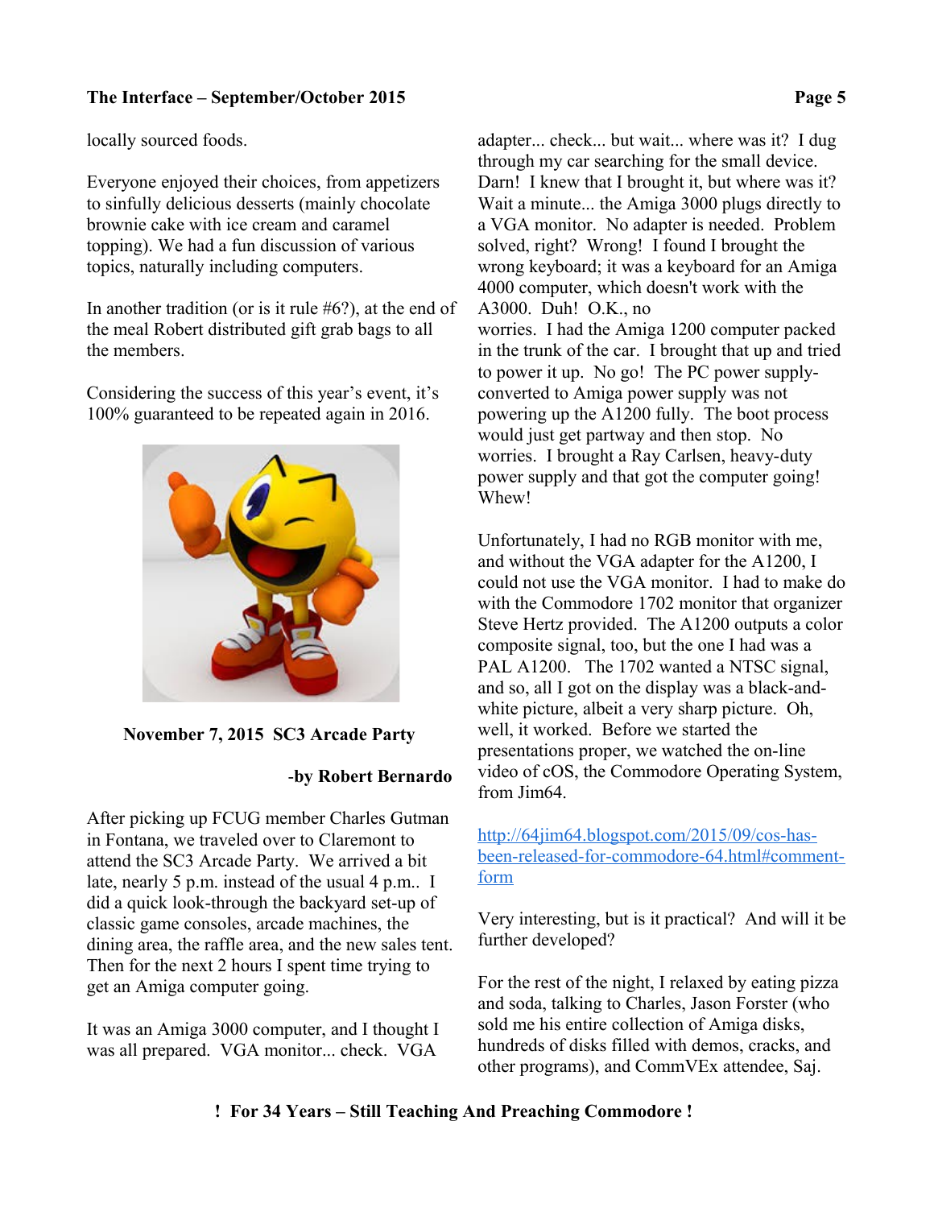locally sourced foods.

Everyone enjoyed their choices, from appetizers to sinfully delicious desserts (mainly chocolate brownie cake with ice cream and caramel topping). We had a fun discussion of various topics, naturally including computers.

In another tradition (or is it rule #6?), at the end of the meal Robert distributed gift grab bags to all the members.

Considering the success of this year's event, it's 100% guaranteed to be repeated again in 2016.

## November 7, 2015 SC3 Arcade Party

**-by Robert Bernardo**

After picking up FCUG member Charles Gutman in Fontana, we traveled over to Claremont to attend the SC3 Arcade Party. We arrived a bit late, nearly 5 p.m. instead of the usual 4 p.m.. I did a quick look-through the backyard set-up of classic game consoles, arcade machines, the dining area, the raffle area, and the new sales tent. Then for the next 2 hours I spent time trying to get an Amiga computer going.

It was an Amiga 3000 computer, and I thought I was all prepared. VGA monitor... check. VGA adapter... check... but wait... where was it? I dug through my car searching for the small device. Darn! I knew that I brought it, but where was it? Wait a minute... the Amiga 3000 plugs directly to a VGA monitor. No adapter is needed. Problem solved, right? Wrong! I found I brought the wrong keyboard; it was a keyboard for an Amiga 4000 computer, which doesn't work with the A3000. Duh! O.K., no worries. I had the Amiga 1200 computer packed in the trunk of the car. I brought that up and tried to power it up. No go! The PC power supply-converted to Amiga power supply was not powering up the A1200 fully. The boot process would just get partway and then stop. No worries. I brought a Ray Carlsen, heavy-duty power supply and that got the computer going! Whew!

Unfortunately, I had no RGB monitor with me, and without the VGA adapter for the A1200, I could not use the VGA monitor. I had to make do with the Commodore 1702 monitor that organizer Steve Hertz provided. The A1200 outputs a color composite signal, too, but the one I had was a PAL A1200. The 1702 wanted a NTSC signal, and so, all I got on the display was a black-and-white picture, albeit a very sharp picture. Oh, well, it worked. Before we started the presentations proper, we watched the on-line video of cOS, the Commodore Operating System, from Jim64.

http://64jim64.blogspot.com/2015/09/cos-has-been-released-for-commodore-64.html#comment-form

Very interesting, but is it practical? And will it be further developed?

For the rest of the night, I relaxed by eating pizza and soda, talking to Charles, Jason Forster (who sold me his entire collection of Amiga disks, hundreds of disks filled with demos, cracks, and other programs), and CommVEx attendee, Saj.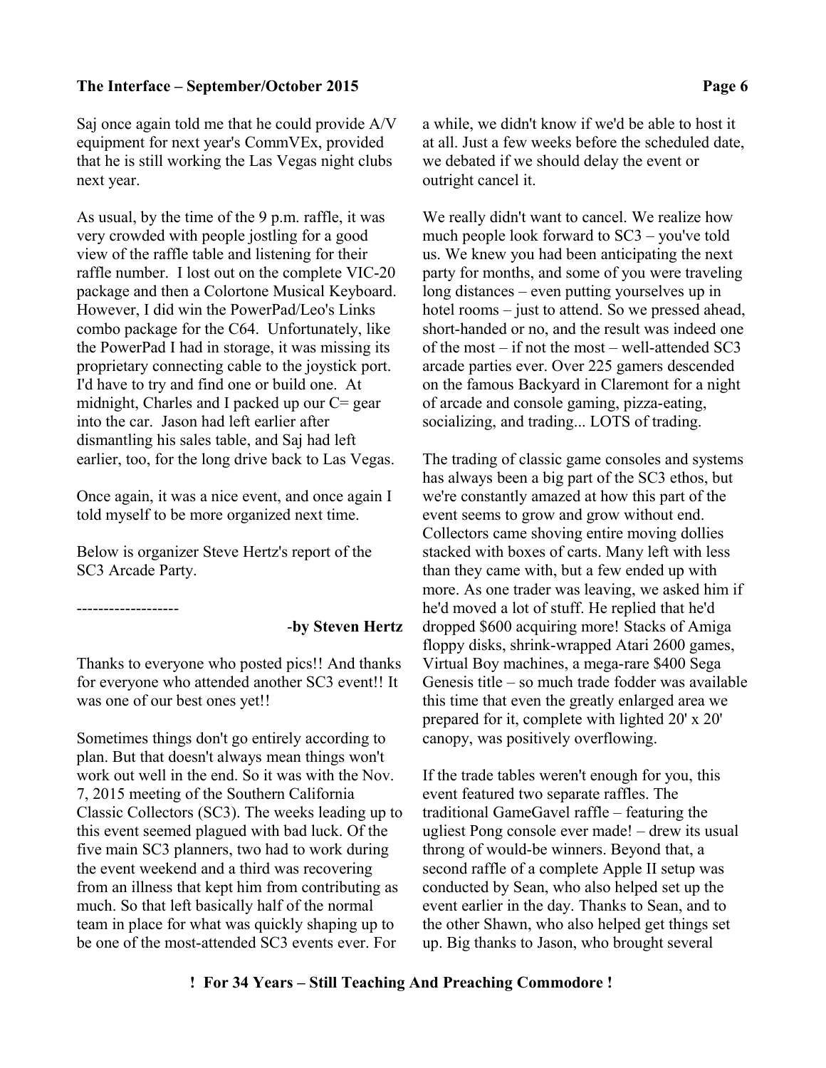Saj once again told me that he could provide A/V equipment for next year's CommVEx, provided that he is still working the Las Vegas night clubs next year.

As usual, by the time of the 9 p.m. raffle, it was very crowded with people jostling for a good view of the raffle table and listening for their raffle number. I lost out on the complete VIC-20 package and then a Colortone Musical Keyboard. However, I did win the PowerPad/Leo's Links combo package for the C64. Unfortunately, like the PowerPad I had in storage, it was missing its proprietary connecting cable to the joystick port. I'd have to try and find one or build one. At midnight, Charles and I packed up our C= gear into the car. Jason had left earlier after dismantling his sales table, and Saj had left earlier, too, for the long drive back to Las Vegas.

Once again, it was a nice event, and once again I told myself to be more organized next time.

Below is organizer Steve Hertz's report of the SC3 Arcade Party.

-------------------

**-by Steven Hertz**

Thanks to everyone who posted pics!! And thanks for everyone who attended another SC3 event!! It was one of our best ones yet!!

Sometimes things don't go entirely according to plan. But that doesn't always mean things won't work out well in the end. So it was with the Nov. 7, 2015 meeting of the Southern California Classic Collectors (SC3). The weeks leading up to this event seemed plagued with bad luck. Of the five main SC3 planners, two had to work during the event weekend and a third was recovering from an illness that kept him from contributing as much. So that left basically half of the normal team in place for what was quickly shaping up to be one of the most-attended SC3 events ever. For a while, we didn't know if we'd be able to host it at all. Just a few weeks before the scheduled date, we debated if we should delay the event or outright cancel it.

We really didn't want to cancel. We realize how much people look forward to SC3 – you've told us. We knew you had been anticipating the next party for months, and some of you were traveling long distances – even putting yourselves up in hotel rooms – just to attend. So we pressed ahead, short-handed or no, and the result was indeed one of the most – if not the most – well-attended SC3 arcade parties ever. Over 225 gamers descended on the famous Backyard in Claremont for a night of arcade and console gaming, pizza-eating, socializing, and trading... LOTS of trading.

The trading of classic game consoles and systems has always been a big part of the SC3 ethos, but we're constantly amazed at how this part of the event seems to grow and grow without end. Collectors came shoving entire moving dollies stacked with boxes of carts. Many left with less than they came with, but a few ended up with more. As one trader was leaving, we asked him if he'd moved a lot of stuff. He replied that he'd dropped $600 acquiring more! Stacks of Amiga floppy disks, shrink-wrapped Atari 2600 games, Virtual Boy machines, a mega-rare $400 Sega Genesis title – so much trade fodder was available this time that even the greatly enlarged area we prepared for it, complete with lighted 20' x 20' canopy, was positively overflowing.

If the trade tables weren't enough for you, this event featured two separate raffles. The traditional GameGavel raffle – featuring the ugliest Pong console ever made! – drew its usual throng of would-be winners. Beyond that, a second raffle of a complete Apple II setup was conducted by Sean, who also helped set up the event earlier in the day. Thanks to Sean, and to the other Shawn, who also helped get things set up. Big thanks to Jason, who brought several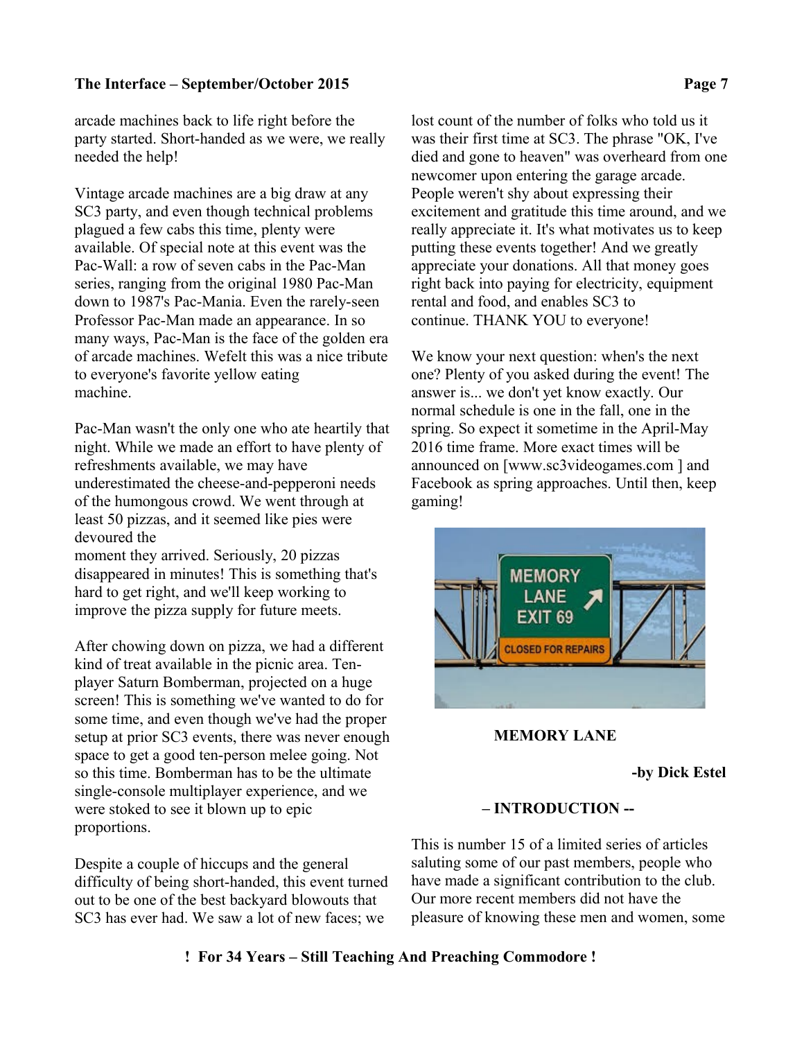arcade machines back to life right before the party started. Short-handed as we were, we really needed the help!

Vintage arcade machines are a big draw at any SC3 party, and even though technical problems plagued a few cabs this time, plenty were available. Of special note at this event was the Pac-Wall: a row of seven cabs in the Pac-Man series, ranging from the original 1980 Pac-Man down to 1987's Pac-Mania. Even the rarely-seen Professor Pac-Man made an appearance. In so many ways, Pac-Man is the face of the golden era of arcade machines. Wefelt this was a nice tribute to everyone's favorite yellow eating machine.

Pac-Man wasn't the only one who ate heartily that night. While we made an effort to have plenty of refreshments available, we may have underestimated the cheese-and-pepperoni needs of the humongous crowd. We went through at least 50 pizzas, and it seemed like pies were devoured the moment they arrived. Seriously, 20 pizzas disappeared in minutes! This is something that's hard to get right, and we'll keep working to improve the pizza supply for future meets.

After chowing down on pizza, we had a different kind of treat available in the picnic area. Ten-player Saturn Bomberman, projected on a huge screen! This is something we've wanted to do for some time, and even though we've had the proper setup at prior SC3 events, there was never enough space to get a good ten-person melee going. Not so this time. Bomberman has to be the ultimate single-console multiplayer experience, and we were stoked to see it blown up to epic proportions.

Despite a couple of hiccups and the general difficulty of being short-handed, this event turned out to be one of the best backyard blowouts that SC3 has ever had. We saw a lot of new faces; we lost count of the number of folks who told us it was their first time at SC3. The phrase "OK, I've died and gone to heaven" was overheard from one newcomer upon entering the garage arcade. People weren't shy about expressing their excitement and gratitude this time around, and we really appreciate it. It's what motivates us to keep putting these events together! And we greatly appreciate your donations. All that money goes right back into paying for electricity, equipment rental and food, and enables SC3 to continue. THANK YOU to everyone!

We know your next question: when's the next one? Plenty of you asked during the event! The answer is... we don't yet know exactly. Our normal schedule is one in the fall, one in the spring. So expect it sometime in the April-May 2016 time frame. More exact times will be announced on [www.sc3videogames.com ] and Facebook as spring approaches. Until then, keep gaming!

**MEMORY LANE**

**-by Dick Estel**

**– INTRODUCTION --**

This is number 15 of a limited series of articles saluting some of our past members, people who have made a significant contribution to the club. Our more recent members did not have the pleasure of knowing these men and women, some

**! For 34 Years – Still Teaching And Preaching Commodore !**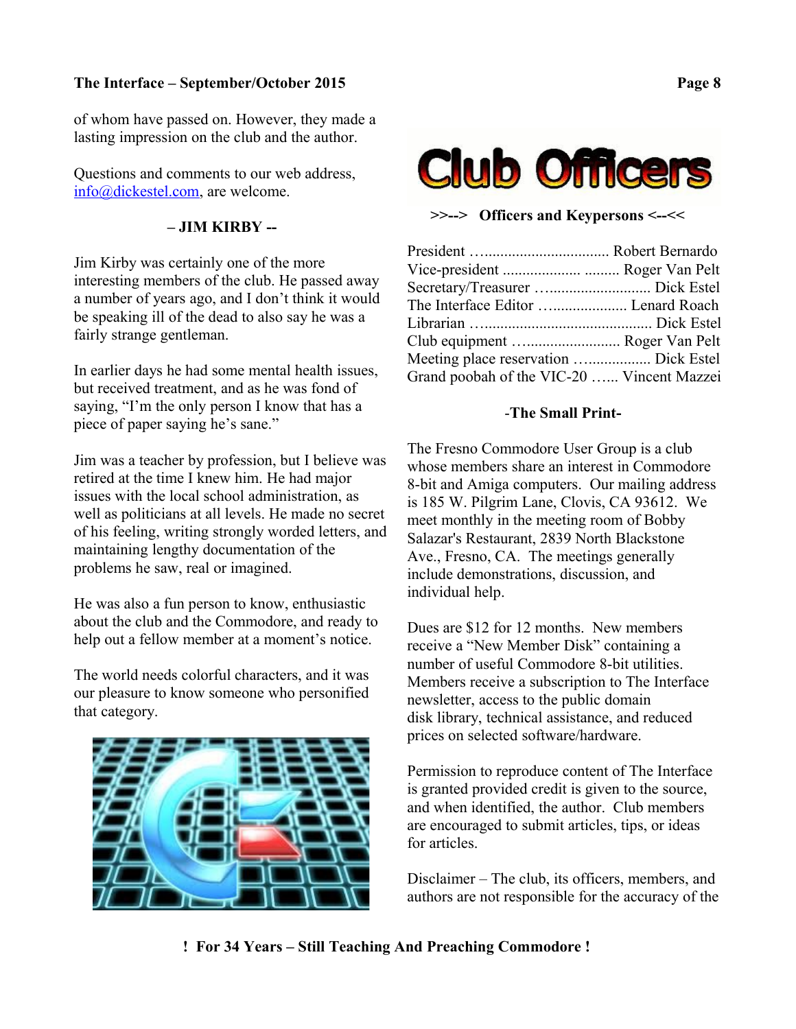of whom have passed on. However, they made a lasting impression on the club and the author.

Questions and comments to our web address, info@dickestel.com, are welcome.

**– JIM KIRBY --**

Jim Kirby was certainly one of the more interesting members of the club. He passed away a number of years ago, and I don't think it would be speaking ill of the dead to also say he was a fairly strange gentleman.

In earlier days he had some mental health issues, but received treatment, and as he was fond of saying, "I'm the only person I know that has a piece of paper saying he's sane."

Jim was a teacher by profession, but I believe was retired at the time I knew him. He had major issues with the local school administration, as well as politicians at all levels. He made no secret of his feeling, writing strongly worded letters, and maintaining lengthy documentation of the problems he saw, real or imagined.

He was also a fun person to know, enthusiastic about the club and the Commodore, and ready to help out a fellow member at a moment's notice.

The world needs colorful characters, and it was our pleasure to know someone who personified that category.

# Club Officers

**>>--> Officers and Keypersons <--<<**

President …................................ Robert Bernardo
Vice-president ................... ......... Roger Van Pelt
Secretary/Treasurer …......................... Dick Estel
The Interface Editor …................... Lenard Roach
Librarian …........................................... Dick Estel
Club equipment …......................... Roger Van Pelt
Meeting place reservation ….................. Dick Estel
Grand poobah of the VIC-20 …... Vincent Mazzei

**-The Small Print-**

The Fresno Commodore User Group is a club whose members share an interest in Commodore 8-bit and Amiga computers. Our mailing address is 185 W. Pilgrim Lane, Clovis, CA 93612. We meet monthly in the meeting room of Bobby Salazar's Restaurant, 2839 North Blackstone Ave., Fresno, CA. The meetings generally include demonstrations, discussion, and individual help.

Dues are $12 for 12 months. New members receive a "New Member Disk" containing a number of useful Commodore 8-bit utilities. Members receive a subscription to The Interface newsletter, access to the public domain disk library, technical assistance, and reduced prices on selected software/hardware.

Permission to reproduce content of The Interface is granted provided credit is given to the source, and when identified, the author. Club members are encouraged to submit articles, tips, or ideas for articles.

Disclaimer – The club, its officers, members, and authors are not responsible for the accuracy of the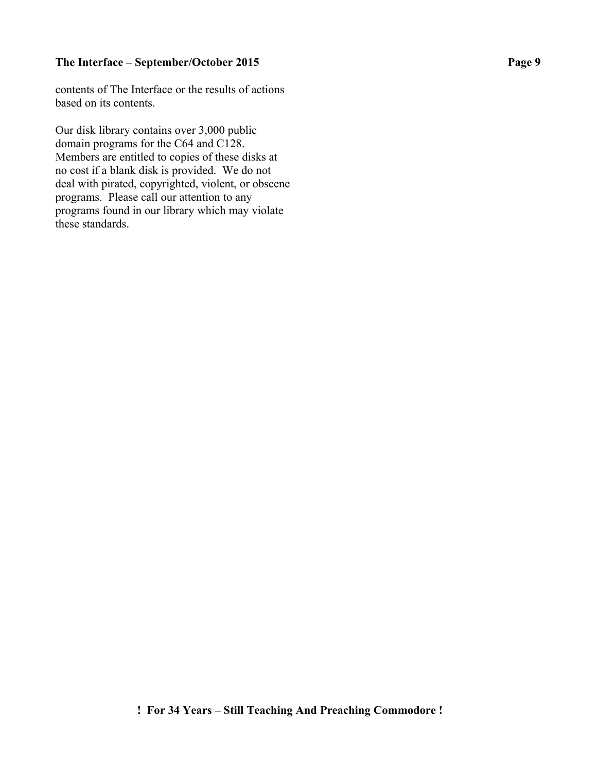contents of The Interface or the results of actions based on its contents.

Our disk library contains over 3,000 public domain programs for the C64 and C128. Members are entitled to copies of these disks at no cost if a blank disk is provided. We do not deal with pirated, copyrighted, violent, or obscene programs. Please call our attention to any programs found in our library which may violate these standards.